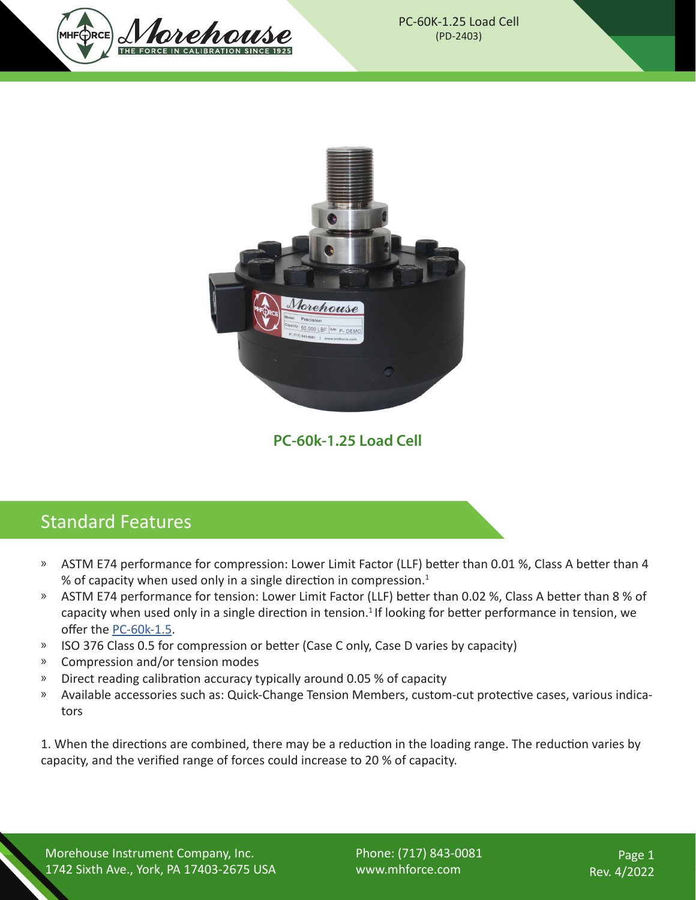PC-60K-1.25 Load Cell
(PD-2403)

PC-60k-1.25 Load Cell

## Standard Features

- ASTM E74 performance for compression: Lower Limit Factor (LLF) better than 0.01 %, Class A better than 4 % of capacity when used only in a single direction in compression.[1]
- ASTM E74 performance for tension: Lower Limit Factor (LLF) better than 0.02 %, Class A better than 8 % of capacity when used only in a single direction in tension.[1] If looking for better performance in tension, we offer the PC-60k-1.5.
- ISO 376 Class 0.5 for compression or better (Case C only, Case D varies by capacity)
- Compression and/or tension modes
- Direct reading calibration accuracy typically around 0.05 % of capacity
- Available accessories such as: Quick-Change Tension Members, custom-cut protective cases, various indicators

1. When the directions are combined, there may be a reduction in the loading range. The reduction varies by capacity, and the verified range of forces could increase to 20 % of capacity.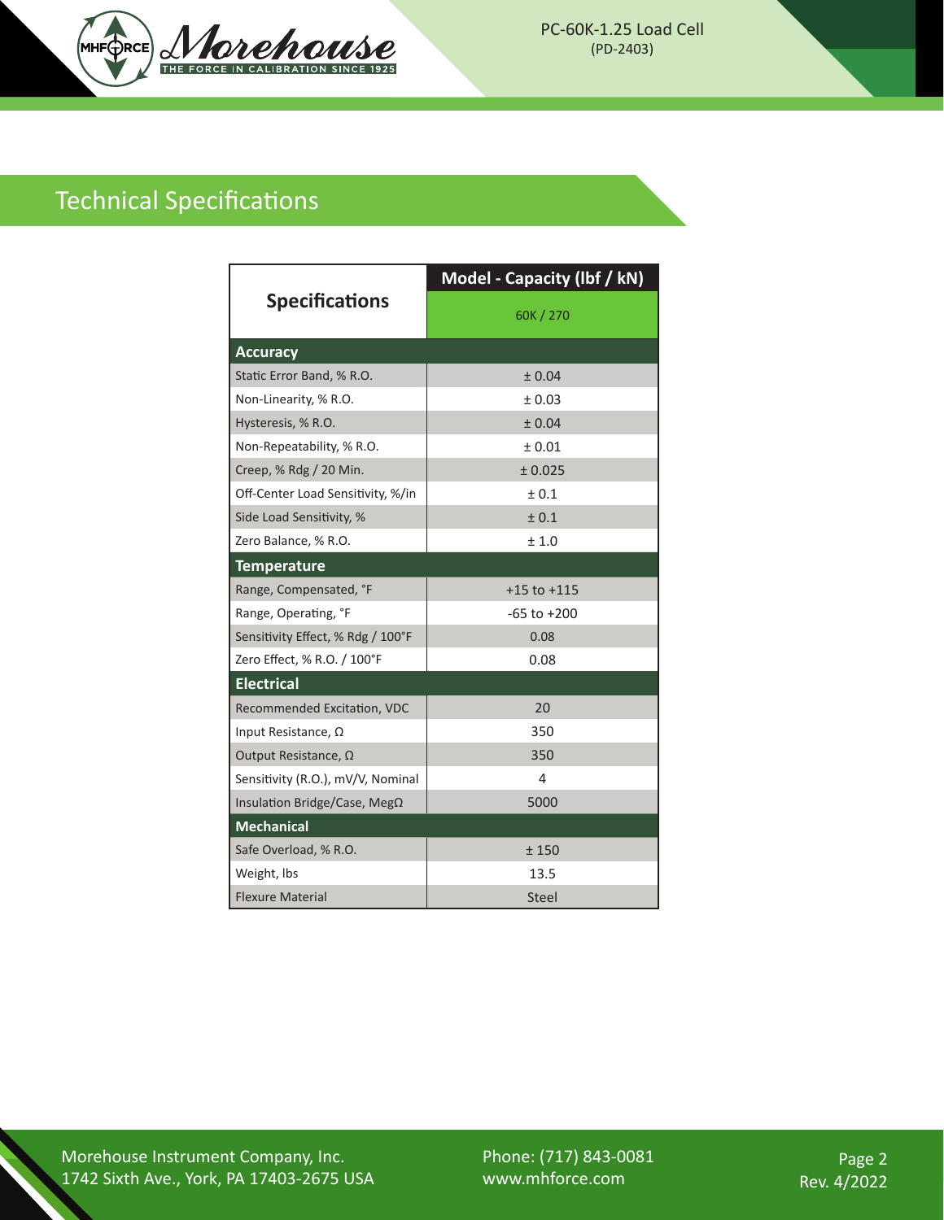## Technical Specifications

| Specifications | Model - Capacity (lbf / kN) |
|---|---|
| | 60K / 270 |
| **Accuracy** | |
| Static Error Band, % R.O. | ± 0.04 |
| Non-Linearity, % R.O. | ± 0.03 |
| Hysteresis, % R.O. | ± 0.04 |
| Non-Repeatability, % R.O. | ± 0.01 |
| Creep, % Rdg / 20 Min. | ± 0.025 |
| Off-Center Load Sensitivity, %/in | ± 0.1 |
| Side Load Sensitivity, % | ± 0.1 |
| Zero Balance, % R.O. | ± 1.0 |
| **Temperature** | |
| Range, Compensated, °F | +15 to +115 |
| Range, Operating, °F | -65 to +200 |
| Sensitivity Effect, % Rdg / 100°F | 0.08 |
| Zero Effect, % R.O. / 100°F | 0.08 |
| **Electrical** | |
| Recommended Excitation, VDC | 20 |
| Input Resistance, Ω | 350 |
| Output Resistance, Ω | 350 |
| Sensitivity (R.O.), mV/V, Nominal | 4 |
| Insulation Bridge/Case, MegΩ | 5000 |
| **Mechanical** | |
| Safe Overload, % R.O. | ± 150 |
| Weight, lbs | 13.5 |
| Flexure Material | Steel |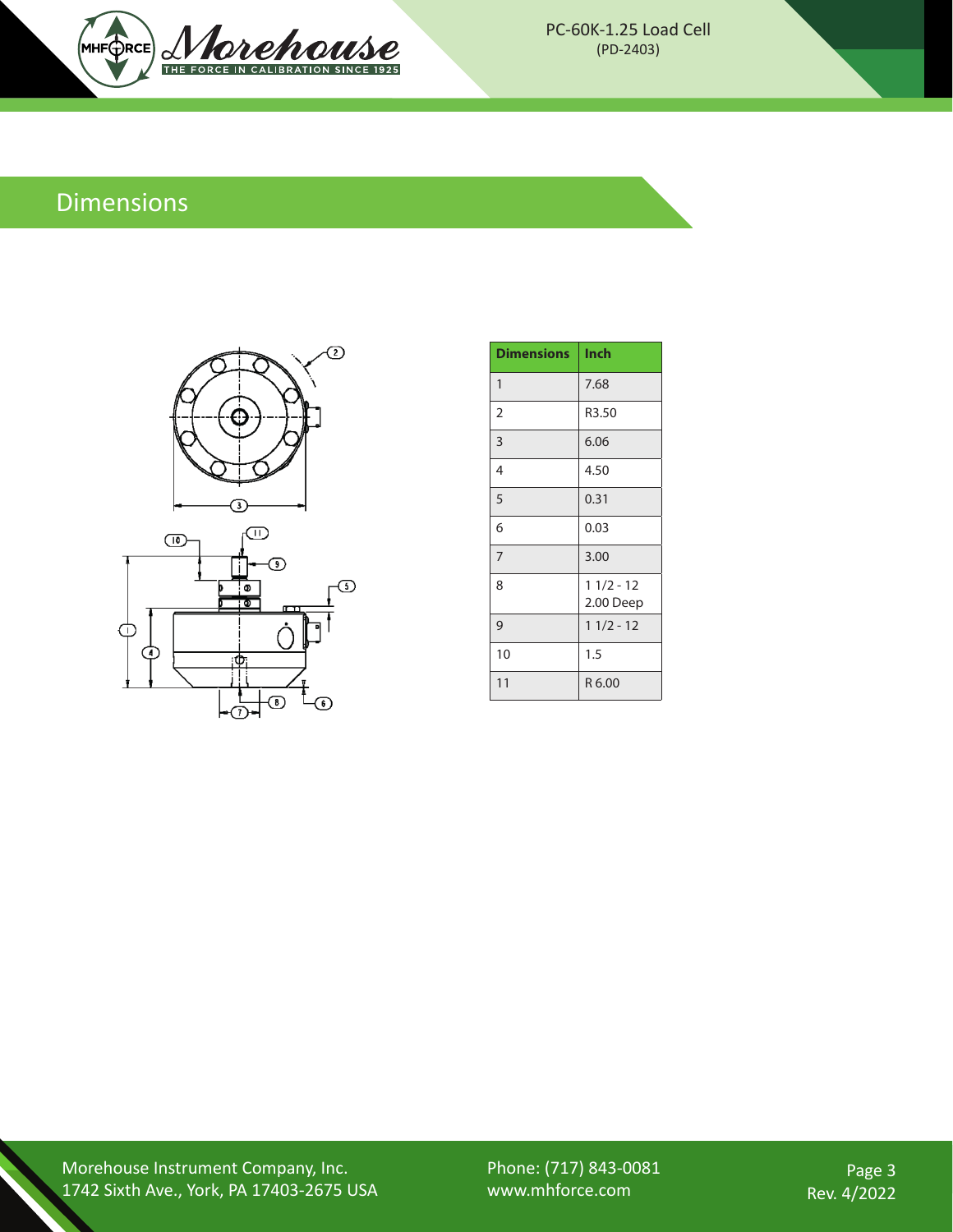## Dimensions

| Dimensions | Inch |
|---|---|
| 1 | 7.68 |
| 2 | R3.50 |
| 3 | 6.06 |
| 4 | 4.50 |
| 5 | 0.31 |
| 6 | 0.03 |
| 7 | 3.00 |
| 8 | 1 1/2 - 12 2.00 Deep |
| 9 | 1 1/2 - 12 |
| 10 | 1.5 |
| 11 | R 6.00 |